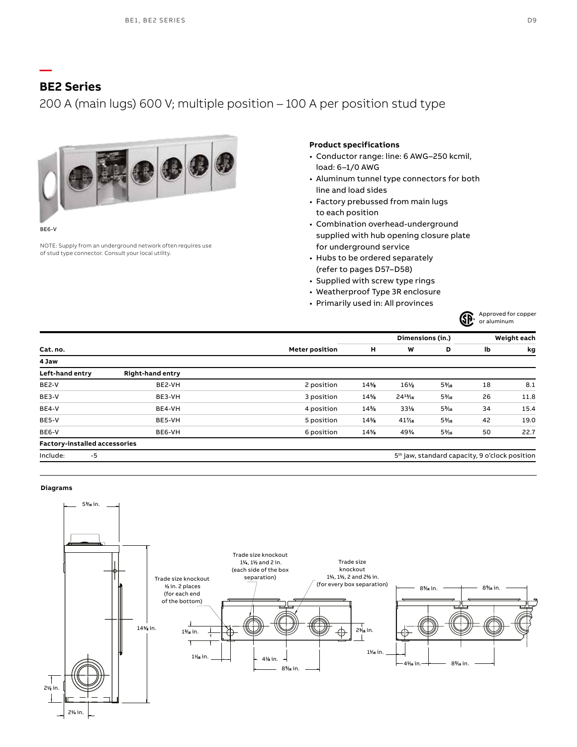## BE2 Series

200 A (main lugs) 600 V; multiple position – 100 A per position stud type

BE6-V

NOTE: Supply from an underground network often requires use of stud type connector. Consult your local utility.

**Product specifications**

- Conductor range: line: 6 AWG–250 kcmil, load: 6–1/0 AWG
- Aluminum tunnel type connectors for both line and load sides
- Factory prebussed from main lugs to each position
- Combination overhead-underground supplied with hub opening closure plate for underground service
- Hubs to be ordered separately (refer to pages D57–D58)
- Supplied with screw type rings
- Weatherproof Type 3R enclosure
- Primarily used in: All provinces

Approved for copper or aluminum

| Cat. no. | | Meter position | Dimensions (in.) | | | Weight each | |
|---|---|---|---|---|---|---|---|
| | | | H | W | D | lb | kg |
| **4 Jaw** | | | | | | | |
| **Left-hand entry** | **Right-hand entry** | | | | | | |
| BE2-V | BE2-VH | 2 position | 14⅝ | 16½ | 5³⁄₁₆ | 18 | 8.1 |
| BE3-V | BE3-VH | 3 position | 14⅝ | 24¹³⁄₁₆ | 5³⁄₁₆ | 26 | 11.8 |
| BE4-V | BE4-VH | 4 position | 14⅝ | 33⅛ | 5³⁄₁₆ | 34 | 15.4 |
| BE5-V | BE5-VH | 5 position | 14⅝ | 41⁷⁄₁₆ | 5³⁄₁₆ | 42 | 19.0 |
| BE6-V | BE6-VH | 6 position | 14⅝ | 49¾ | 5³⁄₁₆ | 50 | 22.7 |
| **Factory-installed accessories** | | | | | | | |
| Include: -5 | | 5th jaw, standard capacity, 9 o'clock position | | | | | |

**Diagrams**

5³⁄₁₆ in.

14⅝ in.

2⅛ in.

2¼ in.

Trade size knockout ½ in. 2 places (for each end of the bottom)

Trade size knockout 1¼, 1½ and 2 in. (each side of the box separation)

Trade size knockout 1¼, 1½, 2 and 2½ in. (for every box separation)

1³⁄₁₆ in.

1¹⁄₁₆ in.

4⅛ in.

8⁵⁄₁₆ in.

2³⁄₁₆ in.

1¹⁄₁₆ in.

8³⁄₁₆ in.

8⁵⁄₁₆ in.

4¹⁄₁₆ in.

8⁵⁄₁₆ in.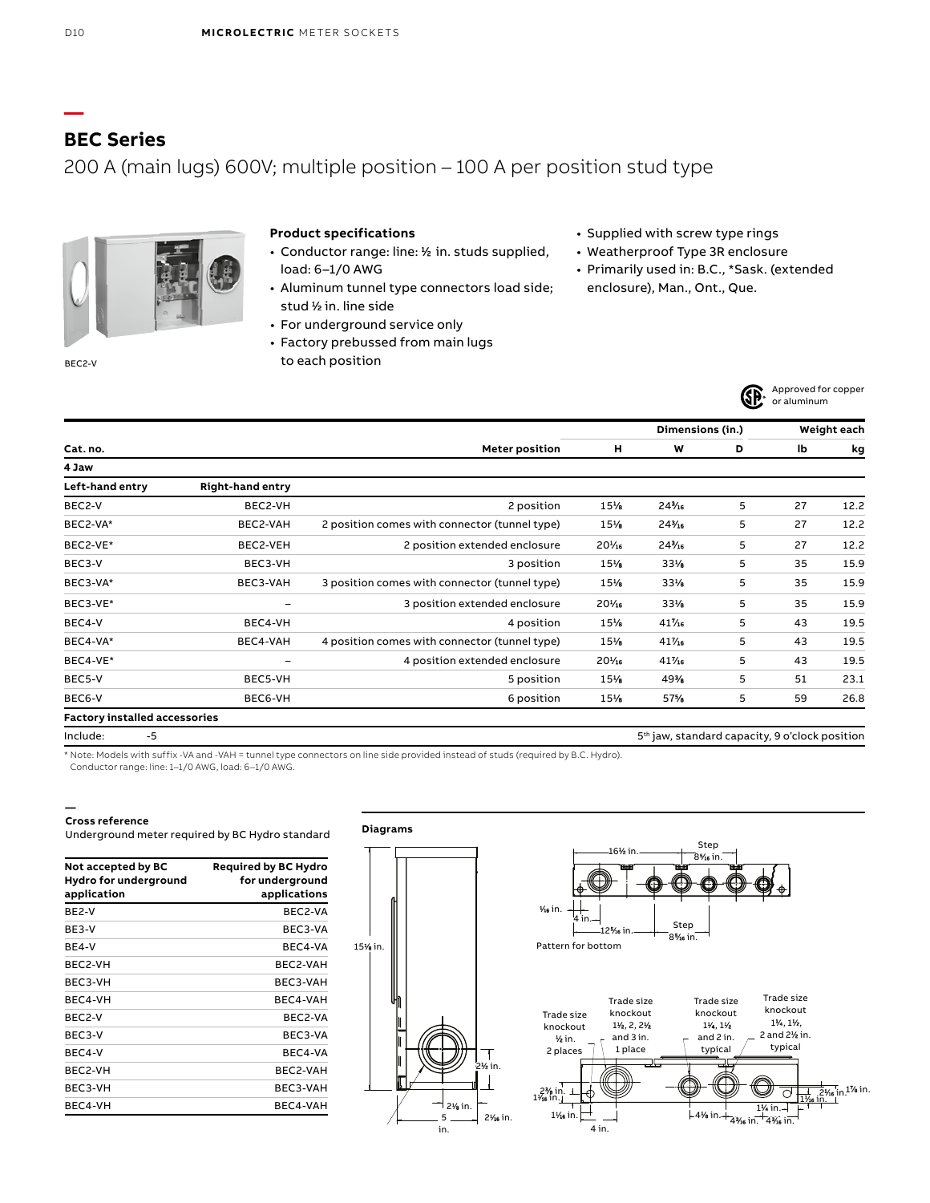## BEC Series

200 A (main lugs) 600V; multiple position – 100 A per position stud type

BEC2-V

**Product specifications**

- Conductor range: line: ½ in. studs supplied, load: 6–1/0 AWG
- Aluminum tunnel type connectors load side; stud ½ in. line side
- For underground service only
- Factory prebussed from main lugs to each position
- Supplied with screw type rings
- Weatherproof Type 3R enclosure
- Primarily used in: B.C., *Sask. (extended enclosure), Man., Ont., Que.

Approved for copper or aluminum

| Cat. no. | | Meter position | Dimensions (in.) | | | Weight each | |
|---|---|---|---|---|---|---|---|
| | | | H | W | D | lb | kg |
| **4 Jaw** | | | | | | | |
| **Left-hand entry** | **Right-hand entry** | | | | | | |
| BEC2-V | BEC2-VH | 2 position | 15⅛ | 24³⁄₁₆ | 5 | 27 | 12.2 |
| BEC2-VA* | BEC2-VAH | 2 position comes with connector (tunnel type) | 15⅛ | 24³⁄₁₆ | 5 | 27 | 12.2 |
| BEC2-VE* | BEC2-VEH | 2 position extended enclosure | 20¹⁄₁₆ | 24³⁄₁₆ | 5 | 27 | 12.2 |
| BEC3-V | BEC3-VH | 3 position | 15⅛ | 33⅛ | 5 | 35 | 15.9 |
| BEC3-VA* | BEC3-VAH | 3 position comes with connector (tunnel type) | 15⅛ | 33⅛ | 5 | 35 | 15.9 |
| BEC3-VE* | – | 3 position extended enclosure | 20¹⁄₁₆ | 33⅛ | 5 | 35 | 15.9 |
| BEC4-V | BEC4-VH | 4 position | 15⅛ | 41⁷⁄₁₆ | 5 | 43 | 19.5 |
| BEC4-VA* | BEC4-VAH | 4 position comes with connector (tunnel type) | 15⅛ | 41⁷⁄₁₆ | 5 | 43 | 19.5 |
| BEC4-VE* | – | 4 position extended enclosure | 20¹⁄₁₆ | 41⁷⁄₁₆ | 5 | 43 | 19.5 |
| BEC5-V | BEC5-VH | 5 position | 15⅛ | 49⅜ | 5 | 51 | 23.1 |
| BEC6-V | BEC6-VH | 6 position | 15⅛ | 57⅝ | 5 | 59 | 26.8 |
| **Factory installed accessories** | | | | | | | |
| Include: -5 | | 5th jaw, standard capacity, 9 o'clock position | | | | | |

\* Note: Models with suffix -VA and -VAH = tunnel type connectors on line side provided instead of studs (required by B.C. Hydro). Conductor range: line: 1–1/0 AWG, load: 6–1/0 AWG.

### Cross reference

Underground meter required by BC Hydro standard

| Not accepted by BC Hydro for underground application | Required by BC Hydro for underground applications |
|---|---|
| BE2-V | BEC2-VA |
| BE3-V | BEC3-VA |
| BE4-V | BEC4-VA |
| BEC2-VH | BEC2-VAH |
| BEC3-VH | BEC3-VAH |
| BEC4-VH | BEC4-VAH |
| BEC2-V | BEC2-VA |
| BEC3-V | BEC3-VA |
| BEC4-V | BEC4-VA |
| BEC2-VH | BEC2-VAH |
| BEC3-VH | BEC3-VAH |
| BEC4-VH | BEC4-VAH |

### Diagrams

15⅛ in.
2½ in.
2⅛ in.
5 in.
2¹⁄₁₆ in.

16½ in.
Step 8⁹⁄₁₆ in.
¹⁄₁₆ in.
4 in.
12⁵⁄₁₆ in.
Step 8⁹⁄₁₆ in.
Pattern for bottom

Trade size knockout ½ in. 2 places
Trade size knockout 1¼, 2, 2½ and 3 in. 1 place
Trade size knockout 1¼, 1½ and 2 in. typical
Trade size knockout 1¼, 1½, 2 and 2½ in. typical
2⅜ in.
1¹⁄₁₆ in.
1¹⁄₁₆ in.
4 in.
4⅛ in.
4³⁄₁₆ in.
4³⁄₁₆ in.
1¾ in.
1¹⁄₁₆ in.
2⁵⁄₁₆ in.
1⅞ in.